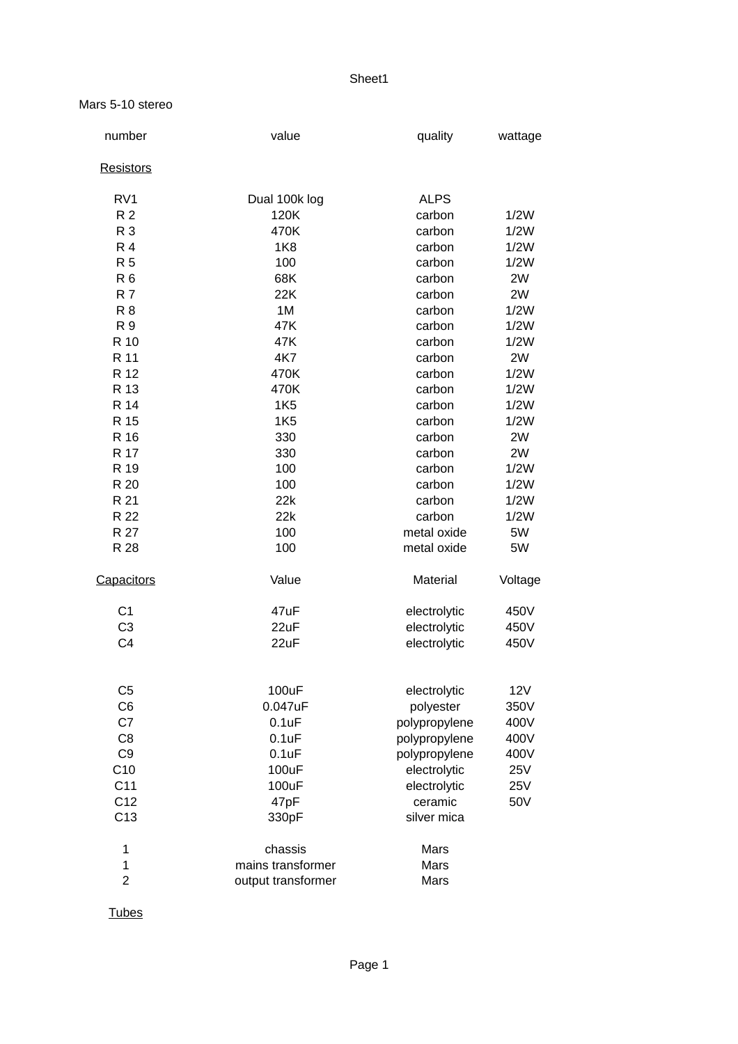Sheet1

Mars 5-10 stereo

| number | value | quality | wattage |
|---|---|---|---|
| Resistors | | | |
| RV1 | Dual 100k log | ALPS | |
| R 2 | 120K | carbon | 1/2W |
| R 3 | 470K | carbon | 1/2W |
| R 4 | 1K8 | carbon | 1/2W |
| R 5 | 100 | carbon | 1/2W |
| R 6 | 68K | carbon | 2W |
| R 7 | 22K | carbon | 2W |
| R 8 | 1M | carbon | 1/2W |
| R 9 | 47K | carbon | 1/2W |
| R 10 | 47K | carbon | 1/2W |
| R 11 | 4K7 | carbon | 2W |
| R 12 | 470K | carbon | 1/2W |
| R 13 | 470K | carbon | 1/2W |
| R 14 | 1K5 | carbon | 1/2W |
| R 15 | 1K5 | carbon | 1/2W |
| R 16 | 330 | carbon | 2W |
| R 17 | 330 | carbon | 2W |
| R 19 | 100 | carbon | 1/2W |
| R 20 | 100 | carbon | 1/2W |
| R 21 | 22k | carbon | 1/2W |
| R 22 | 22k | carbon | 1/2W |
| R 27 | 100 | metal oxide | 5W |
| R 28 | 100 | metal oxide | 5W |
| Capacitors | Value | Material | Voltage |
| C1 | 47uF | electrolytic | 450V |
| C3 | 22uF | electrolytic | 450V |
| C4 | 22uF | electrolytic | 450V |
| C5 | 100uF | electrolytic | 12V |
| C6 | 0.047uF | polyester | 350V |
| C7 | 0.1uF | polypropylene | 400V |
| C8 | 0.1uF | polypropylene | 400V |
| C9 | 0.1uF | polypropylene | 400V |
| C10 | 100uF | electrolytic | 25V |
| C11 | 100uF | electrolytic | 25V |
| C12 | 47pF | ceramic | 50V |
| C13 | 330pF | silver mica | |
| 1 | chassis | Mars | |
| 1 | mains transformer | Mars | |
| 2 | output transformer | Mars | |
| Tubes | | | |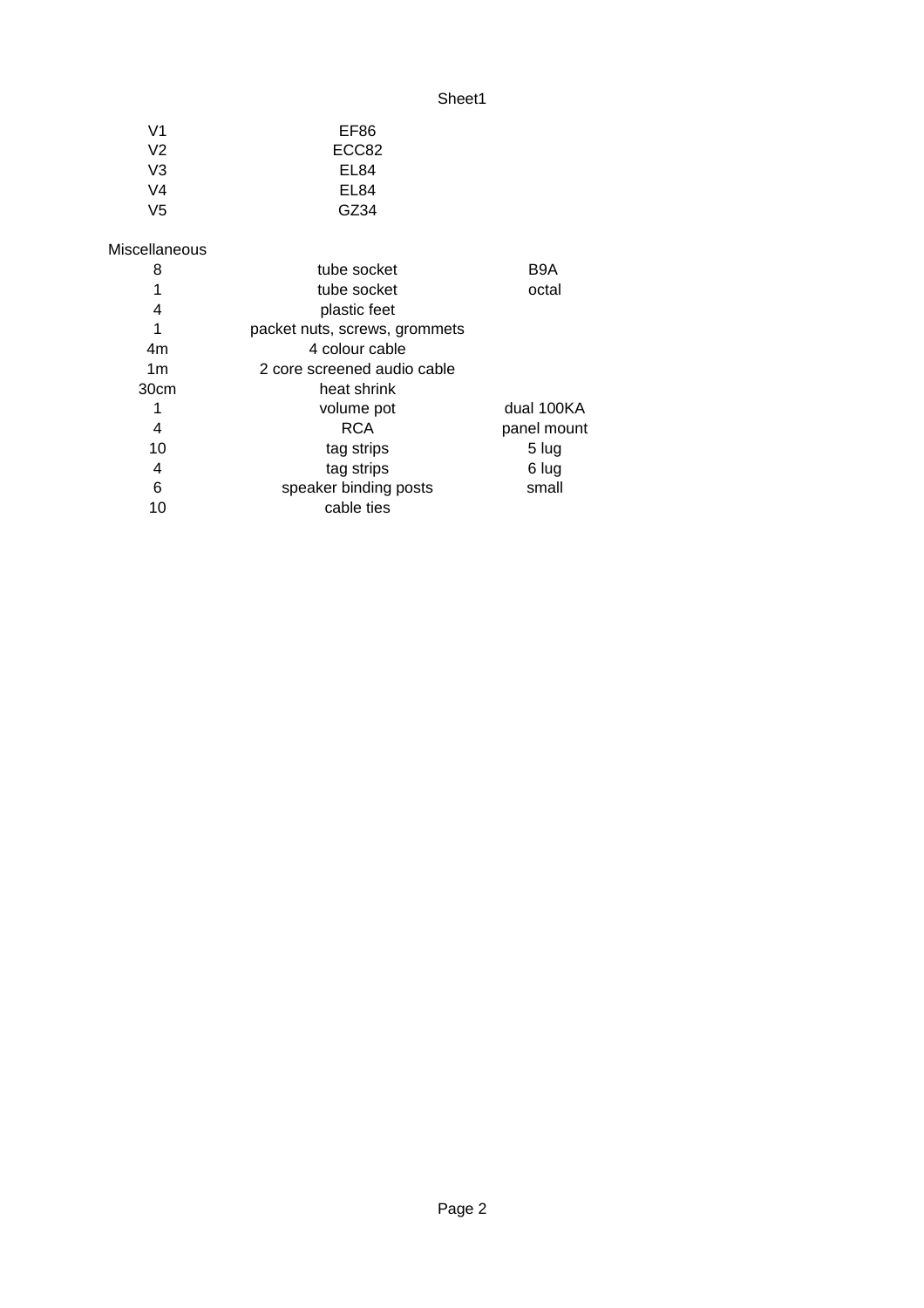| | | |
|---|---|---|
| V1 | EF86 | |
| V2 | ECC82 | |
| V3 | EL84 | |
| V4 | EL84 | |
| V5 | GZ34 | |
| | | |
| Miscellaneous | | |
| 8 | tube socket | B9A |
| 1 | tube socket | octal |
| 4 | plastic feet | |
| 1 | packet nuts, screws, grommets | |
| 4m | 4 colour cable | |
| 1m | 2 core screened audio cable | |
| 30cm | heat shrink | |
| 1 | volume pot | dual 100KA |
| 4 | RCA | panel mount |
| 10 | tag strips | 5 lug |
| 4 | tag strips | 6 lug |
| 6 | speaker binding posts | small |
| 10 | cable ties | |